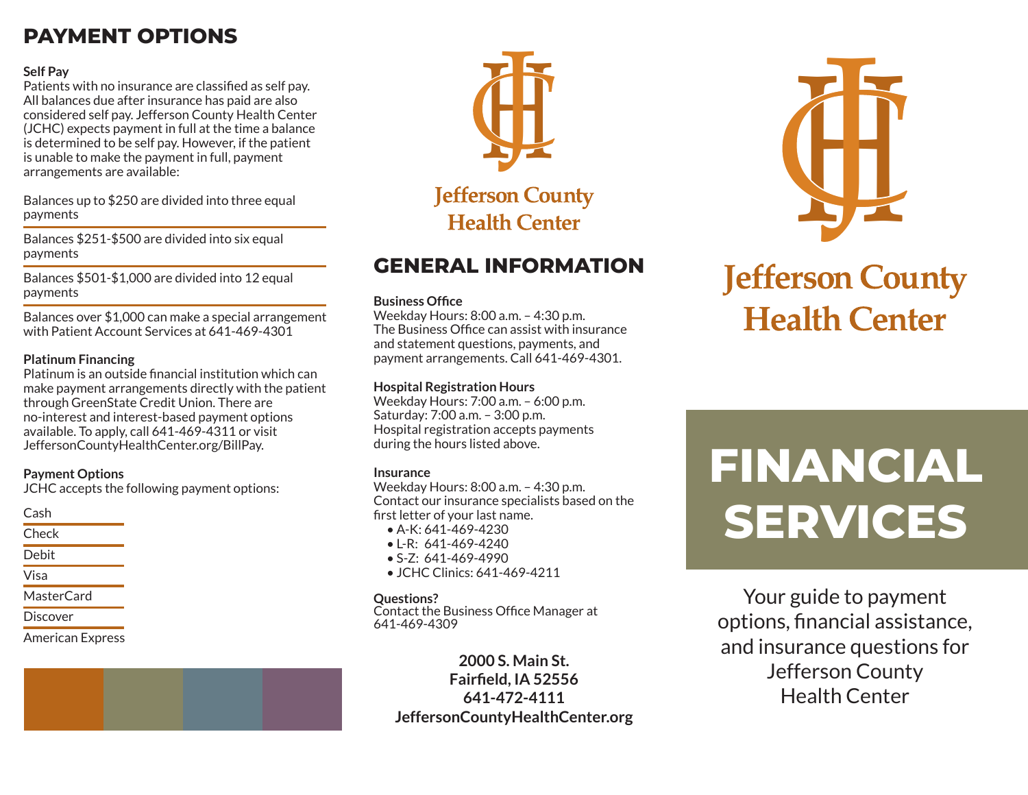## PAYMENT OPTIONS

**Self Pay**
Patients with no insurance are classified as self pay. All balances due after insurance has paid are also considered self pay. Jefferson County Health Center (JCHC) expects payment in full at the time a balance is determined to be self pay. However, if the patient is unable to make the payment in full, payment arrangements are available:

Balances up to $250 are divided into three equal payments

Balances $251-$500 are divided into six equal payments

Balances $501-$1,000 are divided into 12 equal payments

Balances over $1,000 can make a special arrangement with Patient Account Services at 641-469-4301

**Platinum Financing**
Platinum is an outside financial institution which can make payment arrangements directly with the patient through GreenState Credit Union. There are no-interest and interest-based payment options available. To apply, call 641-469-4311 or visit JeffersonCountyHealthCenter.org/BillPay.

**Payment Options**
JCHC accepts the following payment options:

- Cash
- Check
- Debit
- Visa
- MasterCard
- Discover
- American Express

Jefferson County Health Center

## GENERAL INFORMATION

**Business Office**
Weekday Hours: 8:00 a.m. – 4:30 p.m.
The Business Office can assist with insurance and statement questions, payments, and payment arrangements. Call 641-469-4301.

**Hospital Registration Hours**
Weekday Hours: 7:00 a.m. – 6:00 p.m.
Saturday: 7:00 a.m. – 3:00 p.m.
Hospital registration accepts payments during the hours listed above.

**Insurance**
Weekday Hours: 8:00 a.m. – 4:30 p.m.
Contact our insurance specialists based on the first letter of your last name.

- A-K: 641-469-4230
- L-R: 641-469-4240
- S-Z: 641-469-4990
- JCHC Clinics: 641-469-4211

**Questions?**
Contact the Business Office Manager at 641-469-4309

**2000 S. Main St.**
**Fairfield, IA 52556**
**641-472-4111**
**JeffersonCountyHealthCenter.org**

Jefferson County Health Center

# FINANCIAL SERVICES

Your guide to payment options, financial assistance, and insurance questions for Jefferson County Health Center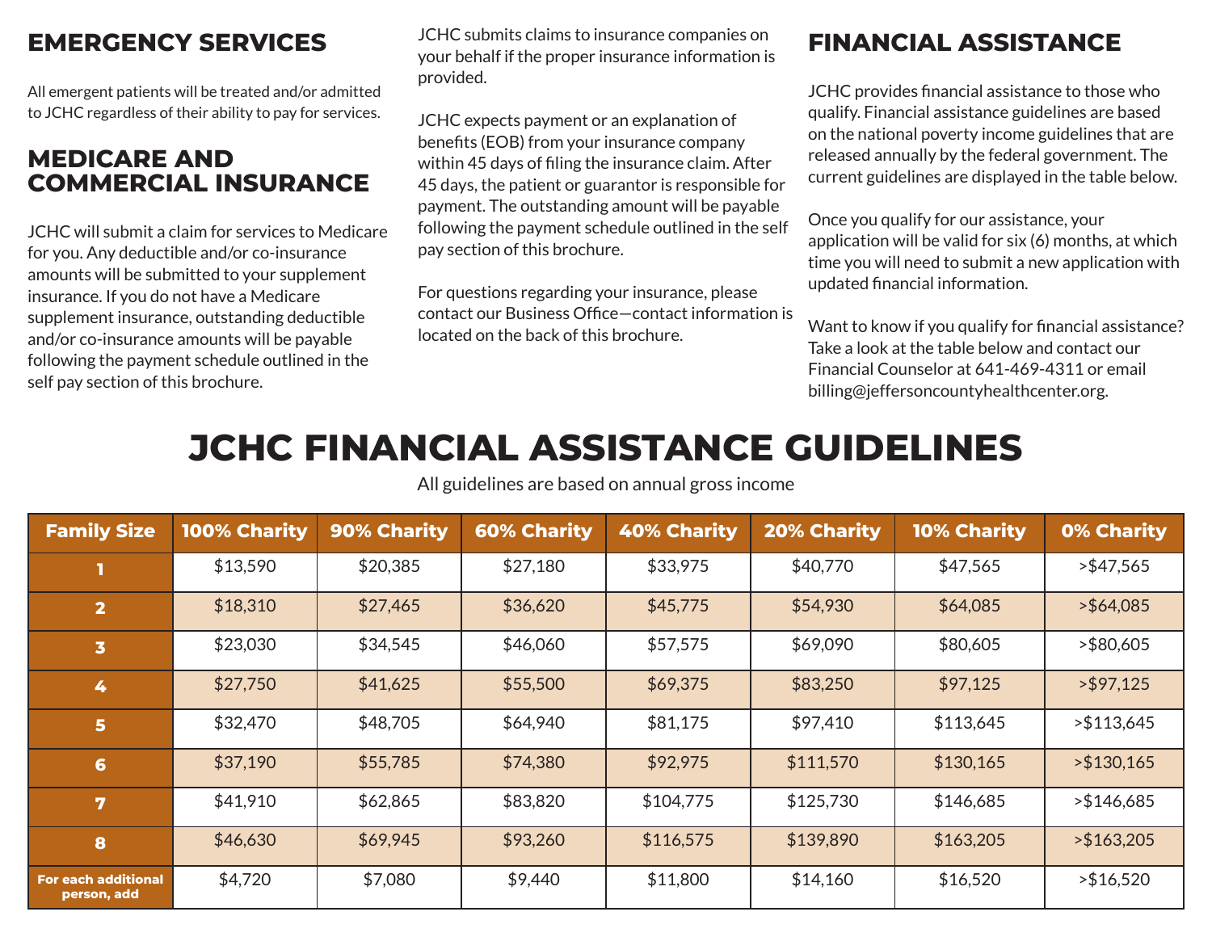## EMERGENCY SERVICES

All emergent patients will be treated and/or admitted to JCHC regardless of their ability to pay for services.

## MEDICARE AND COMMERCIAL INSURANCE

JCHC will submit a claim for services to Medicare for you. Any deductible and/or co-insurance amounts will be submitted to your supplement insurance. If you do not have a Medicare supplement insurance, outstanding deductible and/or co-insurance amounts will be payable following the payment schedule outlined in the self pay section of this brochure.

JCHC submits claims to insurance companies on your behalf if the proper insurance information is provided.

JCHC expects payment or an explanation of benefits (EOB) from your insurance company within 45 days of filing the insurance claim. After 45 days, the patient or guarantor is responsible for payment. The outstanding amount will be payable following the payment schedule outlined in the self pay section of this brochure.

For questions regarding your insurance, please contact our Business Office—contact information is located on the back of this brochure.

## FINANCIAL ASSISTANCE

JCHC provides financial assistance to those who qualify. Financial assistance guidelines are based on the national poverty income guidelines that are released annually by the federal government. The current guidelines are displayed in the table below.

Once you qualify for our assistance, your application will be valid for six (6) months, at which time you will need to submit a new application with updated financial information.

Want to know if you qualify for financial assistance? Take a look at the table below and contact our Financial Counselor at 641-469-4311 or email billing@jeffersoncountyhealthcenter.org.

# JCHC FINANCIAL ASSISTANCE GUIDELINES

All guidelines are based on annual gross income

| Family Size | 100% Charity | 90% Charity | 60% Charity | 40% Charity | 20% Charity | 10% Charity | 0% Charity |
|---|---|---|---|---|---|---|---|
| 1 | $13,590 | $20,385 | $27,180 | $33,975 | $40,770 | $47,565 | >$47,565 |
| 2 | $18,310 | $27,465 | $36,620 | $45,775 | $54,930 | $64,085 | >$64,085 |
| 3 | $23,030 | $34,545 | $46,060 | $57,575 | $69,090 | $80,605 | >$80,605 |
| 4 | $27,750 | $41,625 | $55,500 | $69,375 | $83,250 | $97,125 | >$97,125 |
| 5 | $32,470 | $48,705 | $64,940 | $81,175 | $97,410 | $113,645 | >$113,645 |
| 6 | $37,190 | $55,785 | $74,380 | $92,975 | $111,570 | $130,165 | >$130,165 |
| 7 | $41,910 | $62,865 | $83,820 | $104,775 | $125,730 | $146,685 | >$146,685 |
| 8 | $46,630 | $69,945 | $93,260 | $116,575 | $139,890 | $163,205 | >$163,205 |
| For each additional person, add | $4,720 | $7,080 | $9,440 | $11,800 | $14,160 | $16,520 | >$16,520 |